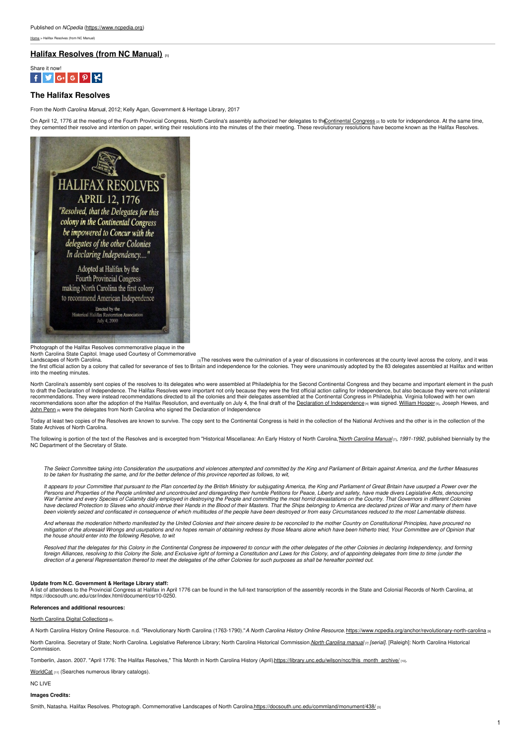Published on *NCpedia* (https://www.ncpedia.org)

Home > Halifax Resolves (from NC Manual)

## Halifax Resolves (from NC Manual) [1]

Share it now!

## The Halifax Resolves

From the *North Carolina Manual*, 2012; Kelly Agan, Government & Heritage Library, 2017

On April 12, 1776 at the meeting of the Fourth Provincial Congress, North Carolina's assembly authorized her delegates to the Continental Congress [2] to vote for independence. At the same time, they cememted their resolve and intention on paper, writing their resolutions into the minutes of the their meeting. These revolutionary resolutions have become known as the Halifax Resolves.

Photograph of the Halifax Resolves commemorative plaque in the North Carolina State Capitol. Image used Courtesy of Commemorative Landscapes of North Carolina. [3]

The resolves were the culmination of a year of discussions in conferences at the county level across the colony, and it was the first official action by a colony that called for severance of ties to Britain and independence for the colonies. They were unanimously adopted by the 83 delegates assembled at Halifax and written into the meeting minutes.

North Carolina's assembly sent copies of the resolves to its delegates who were assembled at Philadelphia for the Second Continental Congress and they became and important element in the push to draft the Declaration of Independence. The Halifax Resolves were important not only because they were the first official action calling for independence, but also because they were not unilateral recommendations. They were instead recommendations directed to all the colonies and their delegates assembled at the Continental Congress in Philadelphia. Virginia followed with her own recommendations soon after the adoption of the Halifax Resolution, and eventually on July 4, the final draft of the Declaration of Independence [4] was signed. William Hooper [5], Joseph Hewes, and John Penn [6] were the delegates from North Carolina who signed the Declaration of Independence

Today at least two copies of the Resolves are known to survive. The copy sent to the Continental Congress is held in the collection of the National Archives and the other is in the collection of the State Archives of North Carolina.

The following is portion of the text of the Resolves and is excerpted from "Historical Miscellanea: An Early History of North Carolina," *North Carolina Manual* [7], *1991-1992*, published biennially by the NC Department of the Secretary of State.

> *The Select Committee taking into Consideration the usurpations and violences attempted and committed by the King and Parliament of Britain against America, and the further Measures to be taken for frustrating the same, and for the better defence of this province reported as follows, to wit,*
>
> *It appears to your Committee that pursuant to the Plan concerted by the British Ministry for subjugating America, the King and Parliament of Great Britain have usurped a Power over the Persons and Properties of the People unlimited and uncontrouled and disregarding their humble Petitions for Peace, Liberty and safety, have made divers Legislative Acts, denouncing War Famine and every Species of Calamity daily employed in destroying the People and committing the most horrid devastations on the Country. That Governors in different Colonies have declared Protection to Slaves who should imbrue their Hands in the Blood of their Masters. That the Ships belonging to America are declared prizes of War and many of them have been violently seized and confiscated in consequence of which multitudes of the people have been destroyed or from easy Circumstances reduced to the most Lamentable distress.*
>
> *And whereas the moderation hitherto manifested by the United Colonies and their sincere desire to be reconciled to the mother Country on Constitutional Principles, have procured no mitigation of the aforesaid Wrongs and usurpations and no hopes remain of obtaining redress by those Means alone which have been hitherto tried, Your Committee are of Opinion that the house should enter into the following Resolve, to wit*
>
> *Resolved that the delegates for this Colony in the Continental Congress be impowered to concur with the other delegates of the other Colonies in declaring Independency, and forming foreign Alliances, resolving to this Colony the Sole, and Exclusive right of forming a Constitution and Laws for this Colony, and of appointing delegates from time to time (under the direction of a general Representation thereof to meet the delegates of the other Colonies for such purposes as shall be hereafter pointed out.*

**Update from N.C. Government & Heritage Library staff:**
A list of attendees to the Provincial Congress at Halifax in April 1776 can be found in the full-text transcription of the assembly records in the State and Colonial Records of North Carolina, at https://docsouth.unc.edu/csr/index.html/document/csr10-0250.

**References and additional resources:**

North Carolina Digital Collections [8].

A North Carolina History Online Resource. n.d. "Revolutionary North Carolina (1763-1790)." *A North Carolina History Online Resource.* https://www.ncpedia.org/anchor/revolutionary-north-carolina [9]

North Carolina. Secretary of State; North Carolina. Legislative Reference Library; North Carolina Historical Commission. *North Carolina manual* [7] *[serial]*. [Raleigh]: North Carolina Historical Commission.

Tomberlin, Jason. 2007. "April 1776: The Halifax Resolves," This Month in North Carolina History (April) https://library.unc.edu/wilson/ncc/this_month_archive/ [10].

WorldCat [11] (Searches numerous library catalogs).

NC LIVE

**Images Credits:**

Smith, Natasha. Halifax Resolves. Photograph. Commemorative Landscapes of North Carolina. https://docsouth.unc.edu/commland/monument/438/ [3]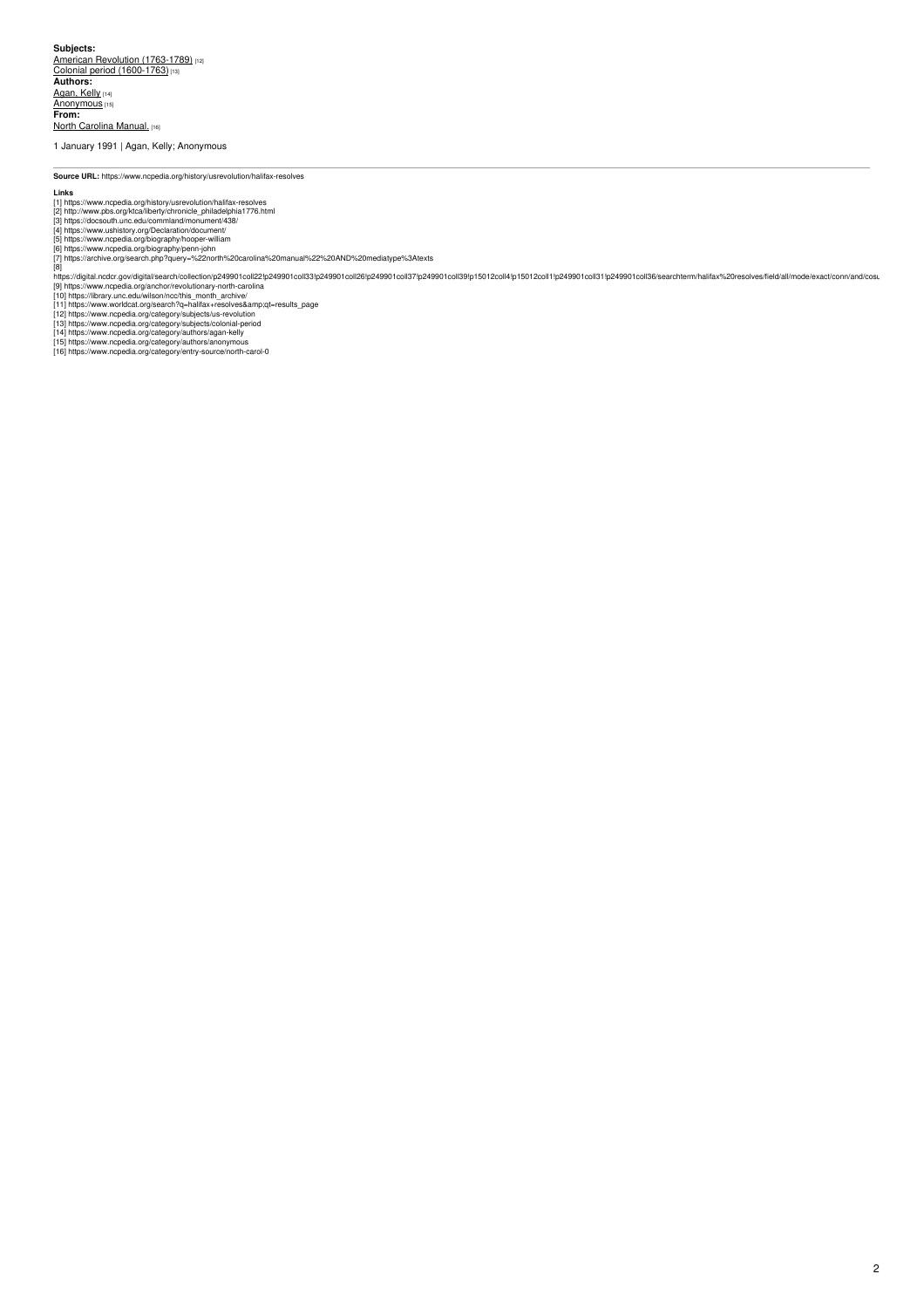**Subjects:**
American Revolution (1763-1789) [12]
Colonial period (1600-1763) [13]
**Authors:**
Agan, Kelly [14]
Anonymous [15]
**From:**
North Carolina Manual, [16]

1 January 1991 | Agan, Kelly; Anonymous

---

**Source URL:** https://www.ncpedia.org/history/usrevolution/halifax-resolves

**Links**
[1] https://www.ncpedia.org/history/usrevolution/halifax-resolves
[2] http://www.pbs.org/ktca/liberty/chronicle_philadelphia1776.html
[3] https://docsouth.unc.edu/commland/monument/438/
[4] https://www.ushistory.org/Declaration/document/
[5] https://www.ncpedia.org/biography/hooper-william
[6] https://www.ncpedia.org/biography/penn-john
[7] https://archive.org/search.php?query=%22north%20carolina%20manual%22%20AND%20mediatype%3Atexts
[8]
https://digital.ncdcr.gov/digital/search/collection/p249901coll22!p249901coll33!p249901coll26!p249901coll37!p249901coll39!p15012coll4!p15012coll1!p249901coll31!p249901coll36/searchterm/halifax%20resolves/field/all/mode/exact/conn/and/cosu
[9] https://www.ncpedia.org/anchor/revolutionary-north-carolina
[10] https://library.unc.edu/wilson/ncc/this_month_archive/
[11] https://www.worldcat.org/search?q=halifax+resolves&amp;qt=results_page
[12] https://www.ncpedia.org/category/subjects/us-revolution
[13] https://www.ncpedia.org/category/subjects/colonial-period
[14] https://www.ncpedia.org/category/authors/agan-kelly
[15] https://www.ncpedia.org/category/authors/anonymous
[16] https://www.ncpedia.org/category/entry-source/north-carol-0